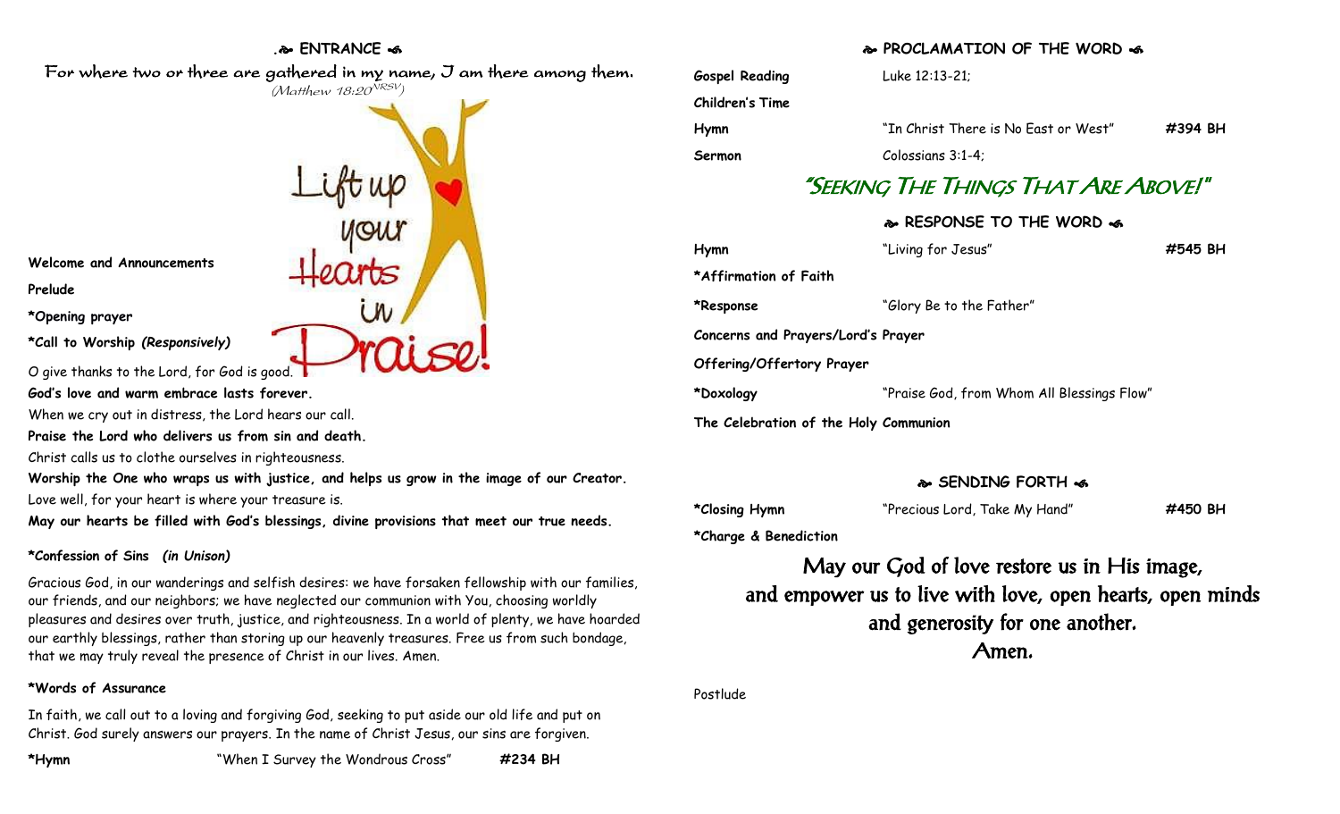## ENTRANCE

*For where two or three are gathered in my name, I am there among them.*
*(Matthew 18:20[NRSV])*

Lift up your Hearts in Praise!

**Welcome and Announcements**

**Prelude**

**\*Opening prayer**

**\*Call to Worship** ***(Responsively)***

O give thanks to the Lord, for God is good.

**God's love and warm embrace lasts forever.**

When we cry out in distress, the Lord hears our call.

**Praise the Lord who delivers us from sin and death.**

Christ calls us to clothe ourselves in righteousness.

**Worship the One who wraps us with justice, and helps us grow in the image of our Creator.**

Love well, for your heart is where your treasure is.

**May our hearts be filled with God's blessings, divine provisions that meet our true needs.**

**\*Confession of Sins** ***(in Unison)***

Gracious God, in our wanderings and selfish desires: we have forsaken fellowship with our families, our friends, and our neighbors; we have neglected our communion with You, choosing worldly pleasures and desires over truth, justice, and righteousness. In a world of plenty, we have hoarded our earthly blessings, rather than storing up our heavenly treasures. Free us from such bondage, that we may truly reveal the presence of Christ in our lives. Amen.

**\*Words of Assurance**

In faith, we call out to a loving and forgiving God, seeking to put aside our old life and put on Christ. God surely answers our prayers. In the name of Christ Jesus, our sins are forgiven.

**\*Hymn** "When I Survey the Wondrous Cross" **#234 BH**

## PROCLAMATION OF THE WORD

**Gospel Reading** Luke 12:13-21;

**Children's Time**

**Hymn** "In Christ There is No East or West" **#394 BH**

**Sermon** Colossians 3:1-4;

### "SEEKING THE THINGS THAT ARE ABOVE!"

## RESPONSE TO THE WORD

**Hymn** "Living for Jesus" **#545 BH**

**\*Affirmation of Faith**

**\*Response** "Glory Be to the Father"

**Concerns and Prayers/Lord's Prayer**

**Offering/Offertory Prayer**

**\*Doxology** "Praise God, from Whom All Blessings Flow"

**The Celebration of the Holy Communion**

## SENDING FORTH

**\*Closing Hymn** "Precious Lord, Take My Hand" **#450 BH**

**\*Charge & Benediction**

May our God of love restore us in His image,
and empower us to live with love, open hearts, open minds
and generosity for one another.
Amen.

Postlude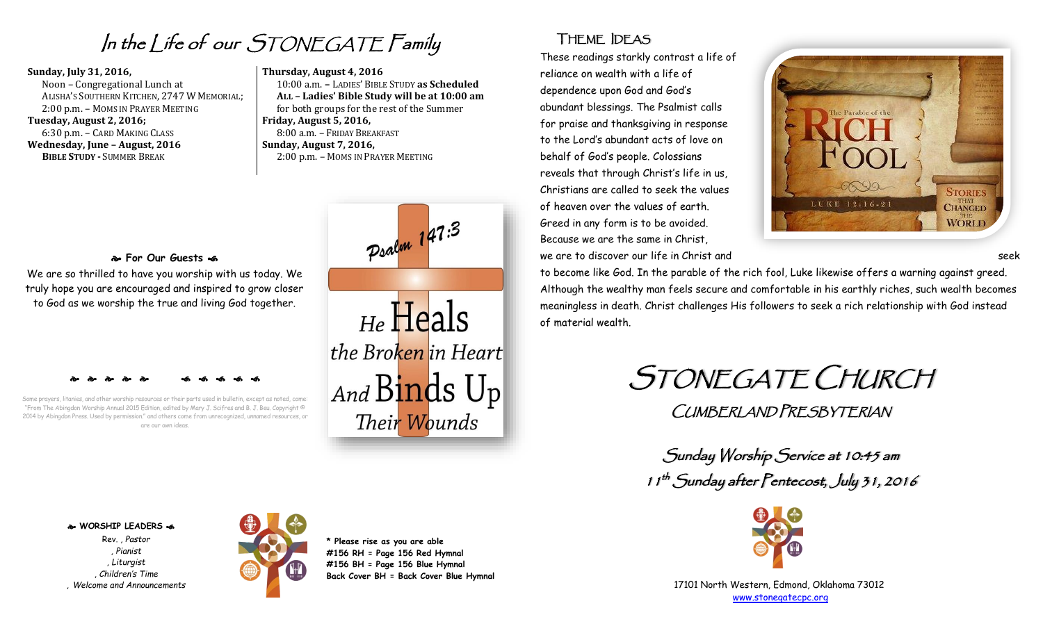# In the Life of our STONEGATE Family

**Sunday, July 31, 2016,**
Noon – Congregational Lunch at ALISHA'S SOUTHERN KITCHEN, 2747 W MEMORIAL;
2:00 p.m. – MOMS IN PRAYER MEETING

**Tuesday, August 2, 2016;**
6:30 p.m. – CARD MAKING CLASS

**Wednesday, June – August, 2016**
**BIBLE STUDY** - SUMMER BREAK

**Thursday, August 4, 2016**
10:00 a.m. – LADIES' BIBLE STUDY **as Scheduled**
**ALL – Ladies' Bible Study will be at 10:00 am** for both groups for the rest of the Summer

**Friday, August 5, 2016,**
8:00 a.m. – FRIDAY BREAKFAST

**Sunday, August 7, 2016,**
2:00 p.m. – MOMS IN PRAYER MEETING

**For Our Guests**

We are so thrilled to have you worship with us today. We truly hope you are encouraged and inspired to grow closer to God as we worship the true and living God together.

Some prayers, litanies, and other worship resources or their parts used in bulletin, except as noted, come: "From The Abingdon Worship Annual 2015 Edition, edited by Mary J. Scifres and B. J. Beu. Copyright © 2014 by Abingdon Press. Used by permission." and others come from unrecognized, unnamed resources, or are our own ideas.

Psalm 147:3

He Heals the Broken in Heart And Binds Up Their Wounds

**WORSHIP LEADERS**

Rev. , *Pastor*
, *Pianist*
, *Liturgist*
, *Children's Time*
, *Welcome and Announcements*

**\* Please rise as you are able**
**#156 RH = Page 156 Red Hymnal**
**#156 BH = Page 156 Blue Hymnal**
**Back Cover BH = Back Cover Blue Hymnal**

## THEME IDEAS

These readings starkly contrast a life of reliance on wealth with a life of dependence upon God and God's abundant blessings. The Psalmist calls for praise and thanksgiving in response to the Lord's abundant acts of love on behalf of God's people. Colossians reveals that through Christ's life in us, Christians are called to seek the values of heaven over the values of earth. Greed in any form is to be avoided. Because we are the same in Christ, we are to discover our life in Christ and seek to become like God. In the parable of the rich fool, Luke likewise offers a warning against greed. Although the wealthy man feels secure and comfortable in his earthly riches, such wealth becomes meaningless in death. Christ challenges His followers to seek a rich relationship with God instead of material wealth.

The Parable of the RICH FOOL
LUKE 12:16-21
STORIES THAT CHANGED THE WORLD

# STONEGATE CHURCH

## CUMBERLAND PRESBYTERIAN

Sunday Worship Service at 10:45 am

11th Sunday after Pentecost, July 31, 2016

17101 North Western, Edmond, Oklahoma 73012
www.stonegatecpc.org